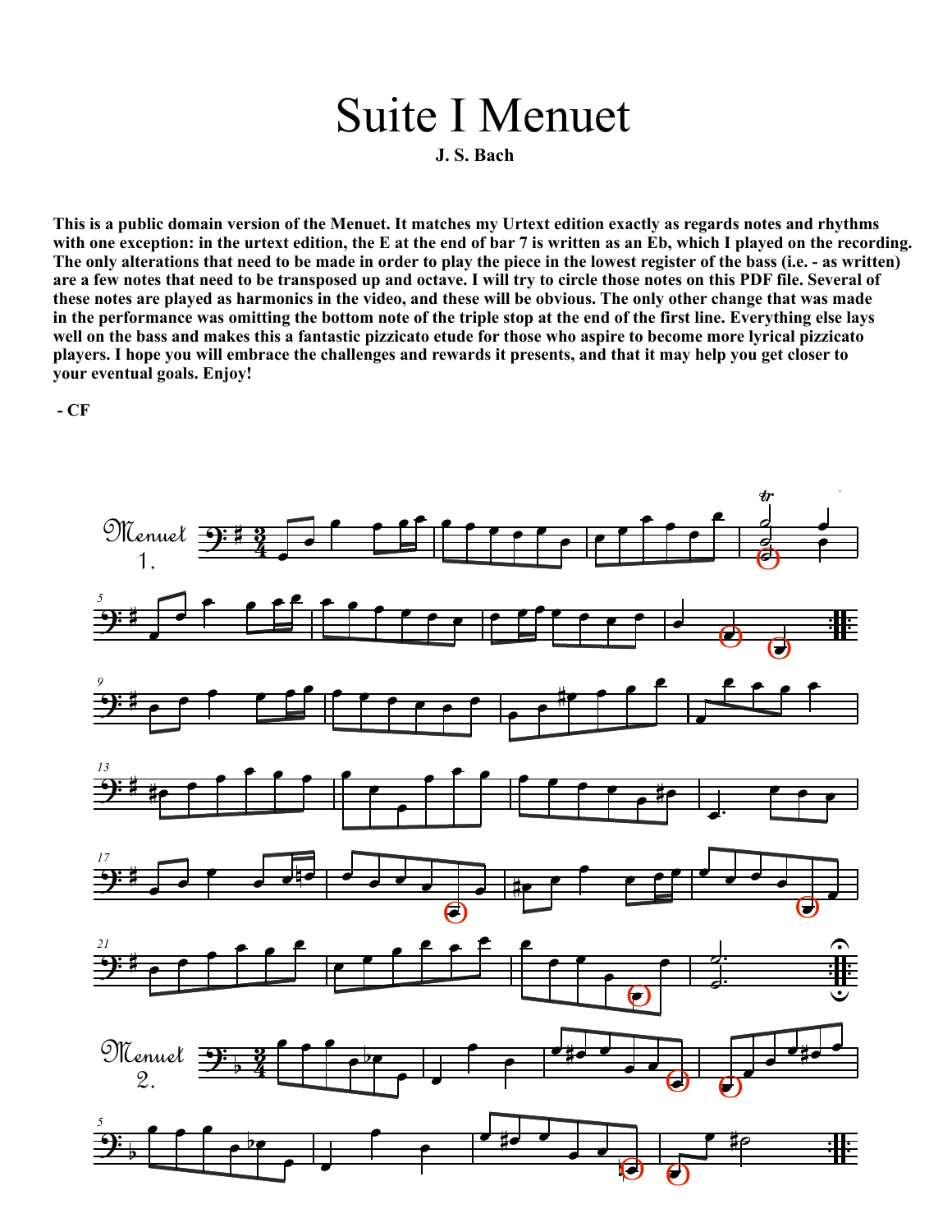# Suite I Menuet

**J. S. Bach**

**This is a public domain version of the Menuet. It matches my Urtext edition exactly as regards notes and rhythms with one exception: in the urtext edition, the E at the end of bar 7 is written as an Eb, which I played on the recording. The only alterations that need to be made in order to play the piece in the lowest register of the bass (i.e. - as written) are a few notes that need to be transposed up and octave. I will try to circle those notes on this PDF file. Several of these notes are played as harmonics in the video, and these will be obvious. The only other change that was made in the performance was omitting the bottom note of the triple stop at the end of the first line. Everything else lays well on the bass and makes this a fantastic pizzicato etude for those who aspire to become more lyrical pizzicato players. I hope you will embrace the challenges and rewards it presents, and that it may help you get closer to your eventual goals. Enjoy!**

**- CF**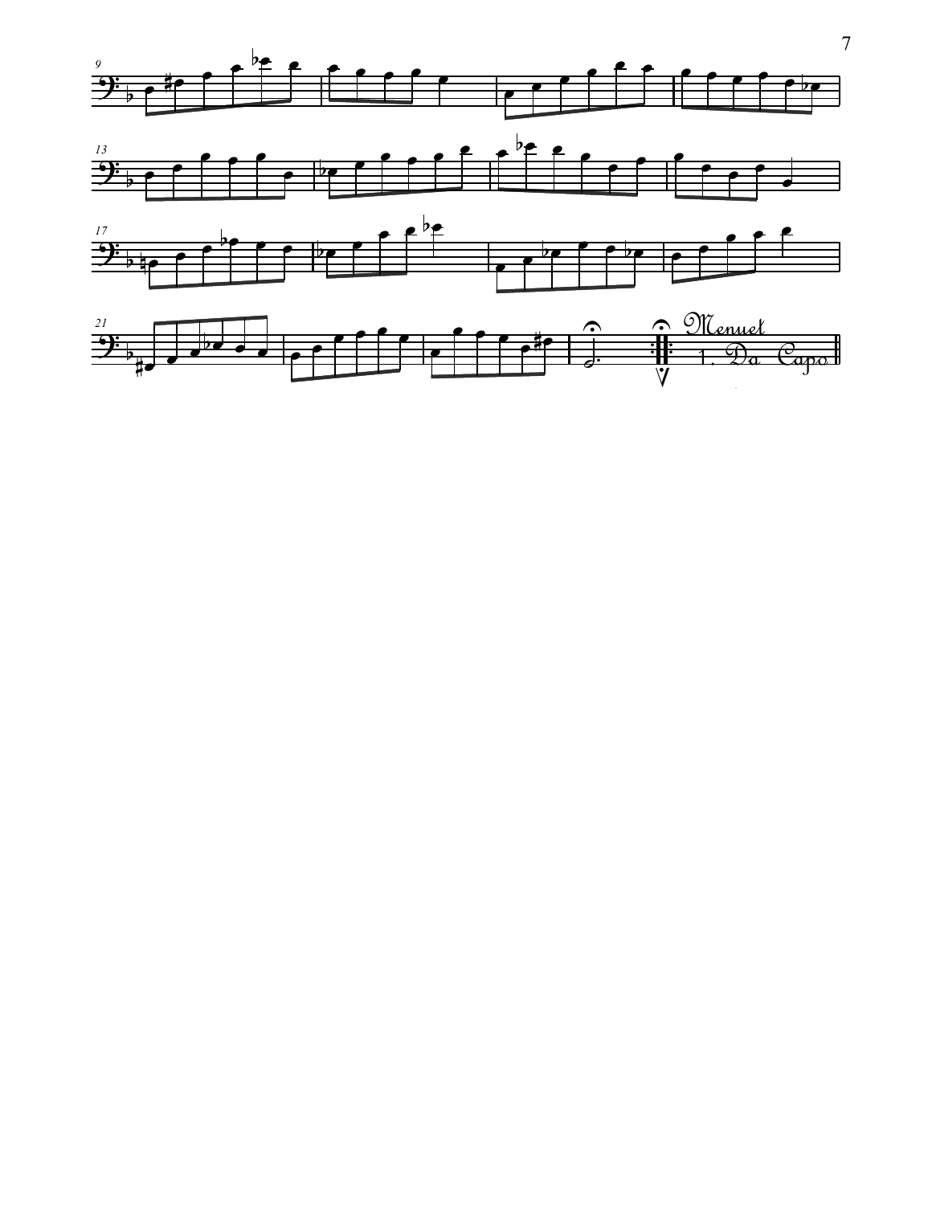Menuet 1. Da Capo